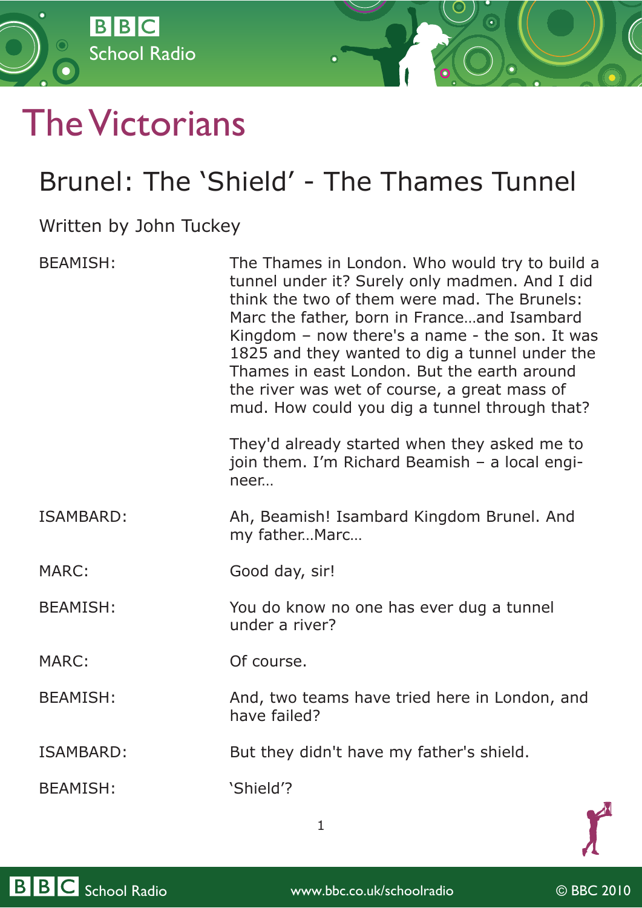# The Victorians

## Brunel: The 'Shield' - The Thames Tunnel

Written by John Tuckey

BEAMISH: The Thames in London. Who would try to build a tunnel under it? Surely only madmen. And I did think the two of them were mad. The Brunels: Marc the father, born in France…and Isambard Kingdom – now there's a name - the son. It was 1825 and they wanted to dig a tunnel under the Thames in east London. But the earth around the river was wet of course, a great mass of mud. How could you dig a tunnel through that?

They'd already started when they asked me to join them. I'm Richard Beamish – a local engineer…

ISAMBARD: Ah, Beamish! Isambard Kingdom Brunel. And my father…Marc…

MARC: Good day, sir!

BEAMISH: You do know no one has ever dug a tunnel under a river?

MARC: Of course.

BEAMISH: And, two teams have tried here in London, and have failed?

ISAMBARD: But they didn't have my father's shield.

BEAMISH: 'Shield'?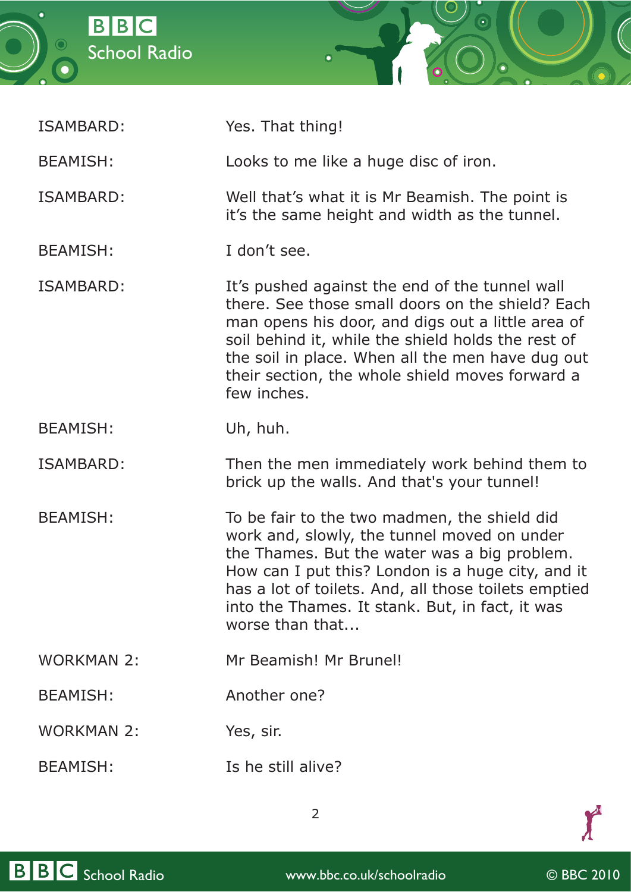| | |
|---|---|
| ISAMBARD: | Yes. That thing! |
| BEAMISH: | Looks to me like a huge disc of iron. |
| ISAMBARD: | Well that's what it is Mr Beamish. The point is it's the same height and width as the tunnel. |
| BEAMISH: | I don't see. |
| ISAMBARD: | It's pushed against the end of the tunnel wall there. See those small doors on the shield? Each man opens his door, and digs out a little area of soil behind it, while the shield holds the rest of the soil in place. When all the men have dug out their section, the whole shield moves forward a few inches. |
| BEAMISH: | Uh, huh. |
| ISAMBARD: | Then the men immediately work behind them to brick up the walls. And that's your tunnel! |
| BEAMISH: | To be fair to the two madmen, the shield did work and, slowly, the tunnel moved on under the Thames. But the water was a big problem. How can I put this? London is a huge city, and it has a lot of toilets. And, all those toilets emptied into the Thames. It stank. But, in fact, it was worse than that... |
| WORKMAN 2: | Mr Beamish! Mr Brunel! |
| BEAMISH: | Another one? |
| WORKMAN 2: | Yes, sir. |
| BEAMISH: | Is he still alive? |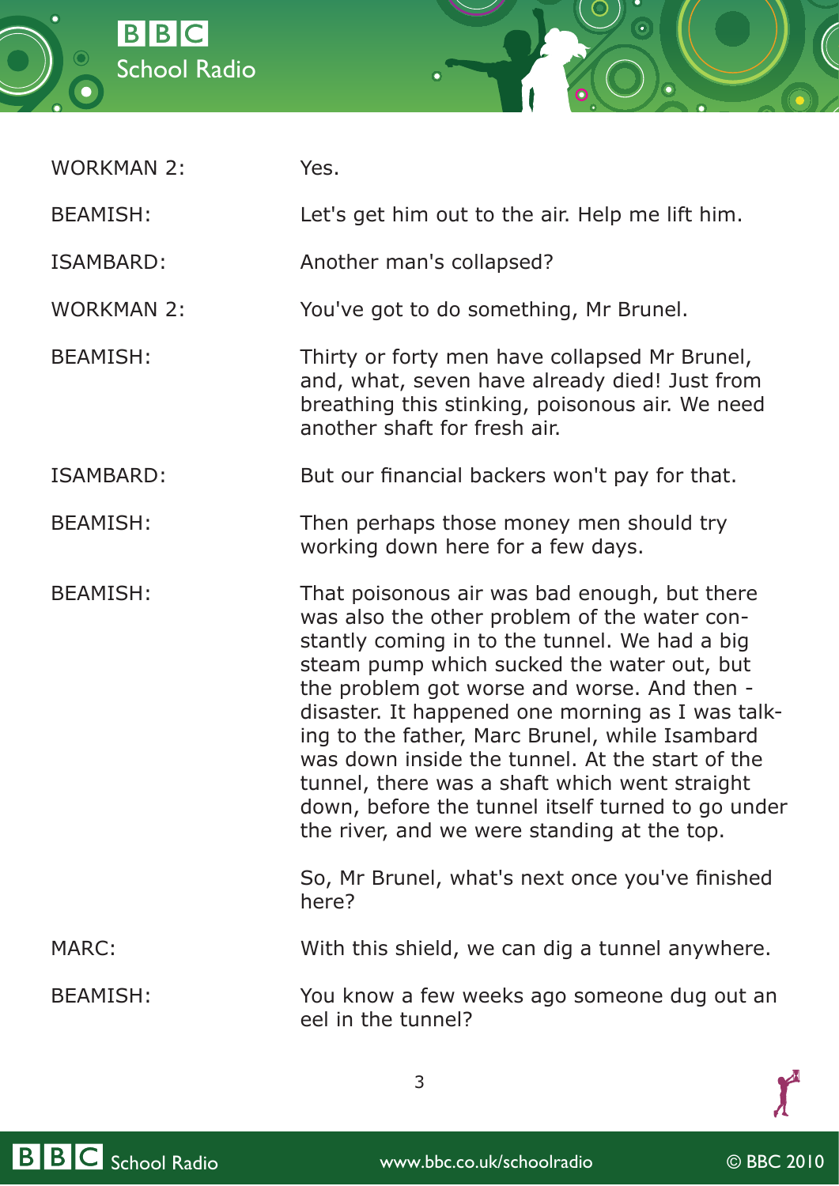| | |
|---|---|
| WORKMAN 2: | Yes. |
| BEAMISH: | Let's get him out to the air. Help me lift him. |
| ISAMBARD: | Another man's collapsed? |
| WORKMAN 2: | You've got to do something, Mr Brunel. |
| BEAMISH: | Thirty or forty men have collapsed Mr Brunel, and, what, seven have already died! Just from breathing this stinking, poisonous air. We need another shaft for fresh air. |
| ISAMBARD: | But our financial backers won't pay for that. |
| BEAMISH: | Then perhaps those money men should try working down here for a few days. |
| BEAMISH: | That poisonous air was bad enough, but there was also the other problem of the water constantly coming in to the tunnel. We had a big steam pump which sucked the water out, but the problem got worse and worse. And then - disaster. It happened one morning as I was talking to the father, Marc Brunel, while Isambard was down inside the tunnel. At the start of the tunnel, there was a shaft which went straight down, before the tunnel itself turned to go under the river, and we were standing at the top.<br><br>So, Mr Brunel, what's next once you've finished here? |
| MARC: | With this shield, we can dig a tunnel anywhere. |
| BEAMISH: | You know a few weeks ago someone dug out an eel in the tunnel? |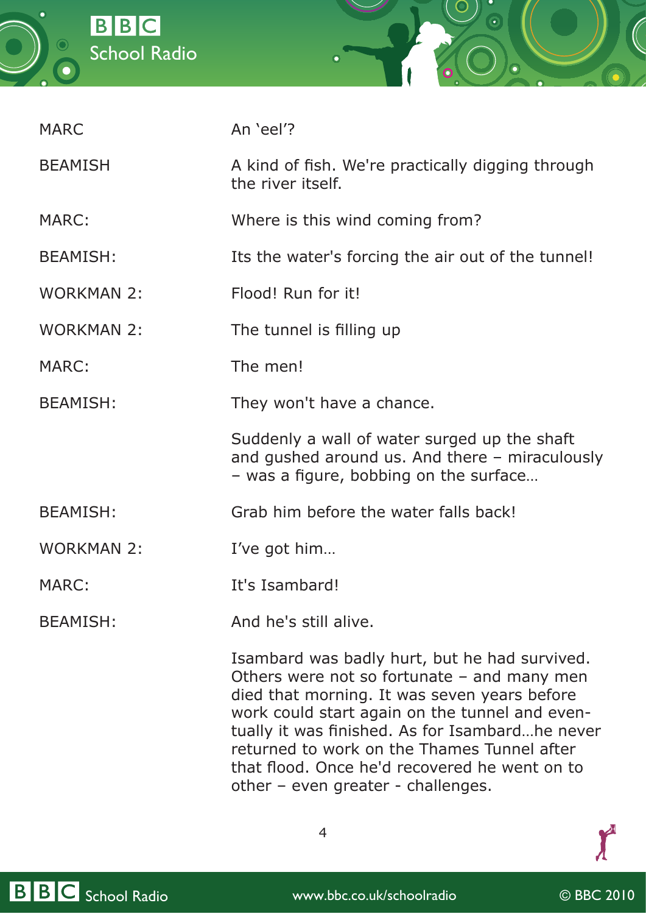| | |
|---|---|
| MARC | An 'eel'? |
| BEAMISH | A kind of fish. We're practically digging through the river itself. |
| MARC: | Where is this wind coming from? |
| BEAMISH: | Its the water's forcing the air out of the tunnel! |
| WORKMAN 2: | Flood! Run for it! |
| WORKMAN 2: | The tunnel is filling up |
| MARC: | The men! |
| BEAMISH: | They won't have a chance. |
| | Suddenly a wall of water surged up the shaft and gushed around us. And there – miraculously – was a figure, bobbing on the surface… |
| BEAMISH: | Grab him before the water falls back! |
| WORKMAN 2: | I've got him… |
| MARC: | It's Isambard! |
| BEAMISH: | And he's still alive. |
| | Isambard was badly hurt, but he had survived. Others were not so fortunate – and many men died that morning. It was seven years before work could start again on the tunnel and eventually it was finished. As for Isambard…he never returned to work on the Thames Tunnel after that flood. Once he'd recovered he went on to other – even greater - challenges. |